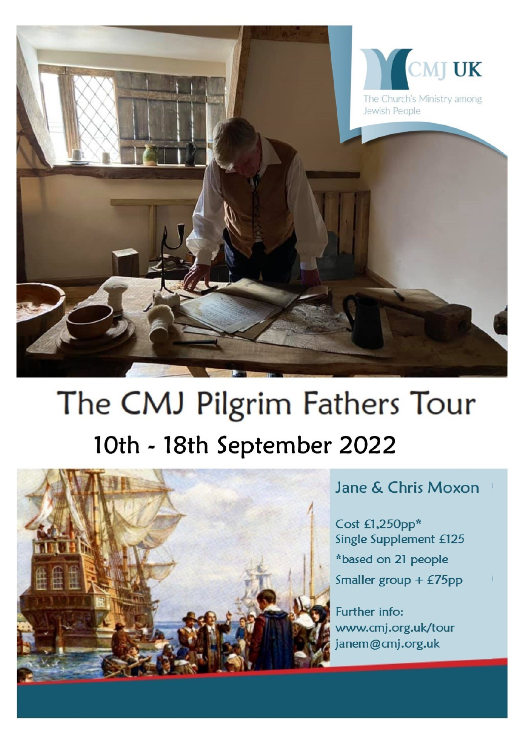CMJ UK

The Church's Ministry among Jewish People

# The CMJ Pilgrim Fathers Tour

## 10th - 18th September 2022

### Jane & Chris Moxon

Cost £1,250pp*
Single Supplement £125
*based on 21 people
Smaller group + £75pp

Further info:
www.cmj.org.uk/tour
janem@cmj.org.uk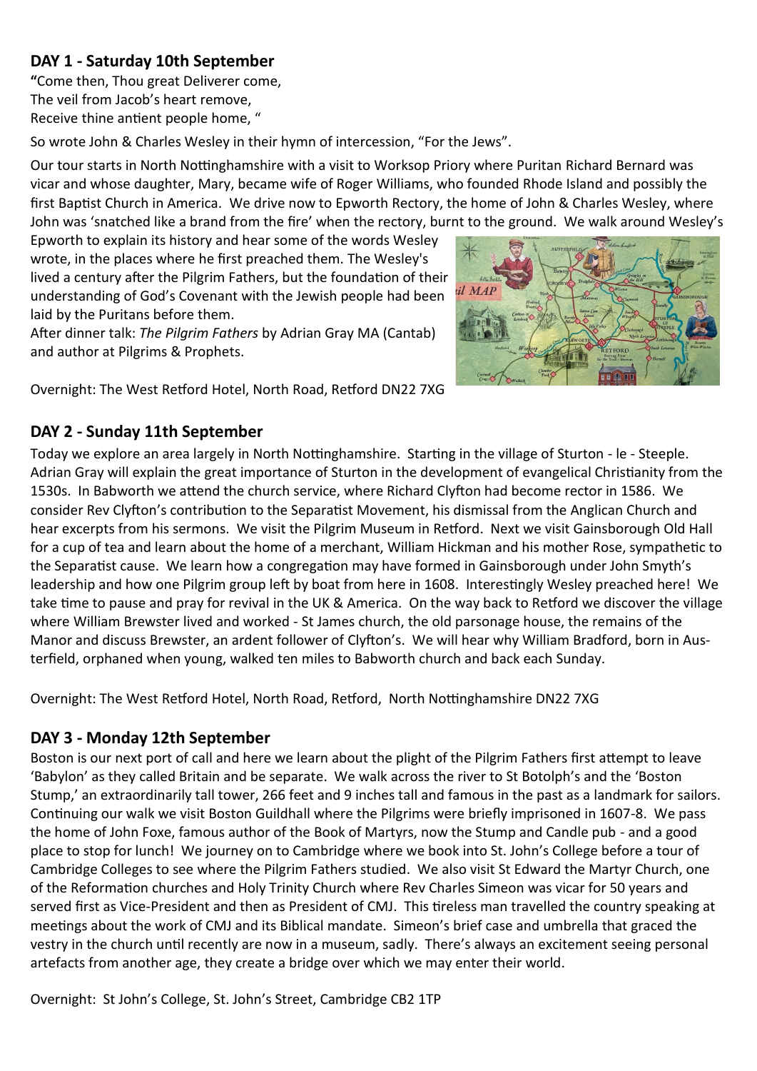## DAY 1 - Saturday 10th September

"Come then, Thou great Deliverer come,
The veil from Jacob's heart remove,
Receive thine antient people home, "

So wrote John & Charles Wesley in their hymn of intercession, "For the Jews".

Our tour starts in North Nottinghamshire with a visit to Worksop Priory where Puritan Richard Bernard was vicar and whose daughter, Mary, became wife of Roger Williams, who founded Rhode Island and possibly the first Baptist Church in America. We drive now to Epworth Rectory, the home of John & Charles Wesley, where John was 'snatched like a brand from the fire' when the rectory, burnt to the ground. We walk around Wesley's Epworth to explain its history and hear some of the words Wesley wrote, in the places where he first preached them. The Wesley's lived a century after the Pilgrim Fathers, but the foundation of their understanding of God's Covenant with the Jewish people had been laid by the Puritans before them.

After dinner talk: *The Pilgrim Fathers* by Adrian Gray MA (Cantab) and author at Pilgrims & Prophets.

Overnight: The West Retford Hotel, North Road, Retford DN22 7XG

## DAY 2 - Sunday 11th September

Today we explore an area largely in North Nottinghamshire. Starting in the village of Sturton - le - Steeple. Adrian Gray will explain the great importance of Sturton in the development of evangelical Christianity from the 1530s. In Babworth we attend the church service, where Richard Clyfton had become rector in 1586. We consider Rev Clyfton's contribution to the Separatist Movement, his dismissal from the Anglican Church and hear excerpts from his sermons. We visit the Pilgrim Museum in Retford. Next we visit Gainsborough Old Hall for a cup of tea and learn about the home of a merchant, William Hickman and his mother Rose, sympathetic to the Separatist cause. We learn how a congregation may have formed in Gainsborough under John Smyth's leadership and how one Pilgrim group left by boat from here in 1608. Interestingly Wesley preached here! We take time to pause and pray for revival in the UK & America. On the way back to Retford we discover the village where William Brewster lived and worked - St James church, the old parsonage house, the remains of the Manor and discuss Brewster, an ardent follower of Clyfton's. We will hear why William Bradford, born in Austerfield, orphaned when young, walked ten miles to Babworth church and back each Sunday.

Overnight: The West Retford Hotel, North Road, Retford, North Nottinghamshire DN22 7XG

## DAY 3 - Monday 12th September

Boston is our next port of call and here we learn about the plight of the Pilgrim Fathers first attempt to leave 'Babylon' as they called Britain and be separate. We walk across the river to St Botolph's and the 'Boston Stump,' an extraordinarily tall tower, 266 feet and 9 inches tall and famous in the past as a landmark for sailors. Continuing our walk we visit Boston Guildhall where the Pilgrims were briefly imprisoned in 1607-8. We pass the home of John Foxe, famous author of the Book of Martyrs, now the Stump and Candle pub - and a good place to stop for lunch! We journey on to Cambridge where we book into St. John's College before a tour of Cambridge Colleges to see where the Pilgrim Fathers studied. We also visit St Edward the Martyr Church, one of the Reformation churches and Holy Trinity Church where Rev Charles Simeon was vicar for 50 years and served first as Vice-President and then as President of CMJ. This tireless man travelled the country speaking at meetings about the work of CMJ and its Biblical mandate. Simeon's brief case and umbrella that graced the vestry in the church until recently are now in a museum, sadly. There's always an excitement seeing personal artefacts from another age, they create a bridge over which we may enter their world.

Overnight: St John's College, St. John's Street, Cambridge CB2 1TP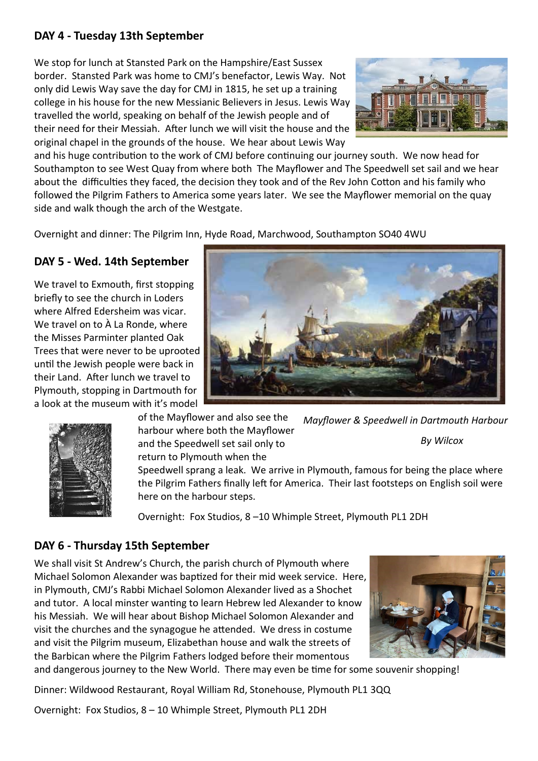## DAY 4 - Tuesday 13th September

We stop for lunch at Stansted Park on the Hampshire/East Sussex border. Stansted Park was home to CMJ's benefactor, Lewis Way. Not only did Lewis Way save the day for CMJ in 1815, he set up a training college in his house for the new Messianic Believers in Jesus. Lewis Way travelled the world, speaking on behalf of the Jewish people and of their need for their Messiah. After lunch we will visit the house and the original chapel in the grounds of the house. We hear about Lewis Way and his huge contribution to the work of CMJ before continuing our journey south. We now head for Southampton to see West Quay from where both The Mayflower and The Speedwell set sail and we hear about the difficulties they faced, the decision they took and of the Rev John Cotton and his family who followed the Pilgrim Fathers to America some years later. We see the Mayflower memorial on the quay side and walk though the arch of the Westgate.

Overnight and dinner: The Pilgrim Inn, Hyde Road, Marchwood, Southampton SO40 4WU

## DAY 5 - Wed. 14th September

We travel to Exmouth, first stopping briefly to see the church in Loders where Alfred Edersheim was vicar. We travel on to À La Ronde, where the Misses Parminter planted Oak Trees that were never to be uprooted until the Jewish people were back in their Land. After lunch we travel to Plymouth, stopping in Dartmouth for a look at the museum with it's model of the Mayflower and also see the harbour where both the Mayflower and the Speedwell set sail only to return to Plymouth when the Speedwell sprang a leak. We arrive in Plymouth, famous for being the place where the Pilgrim Fathers finally left for America. Their last footsteps on English soil were here on the harbour steps.

*Mayflower & Speedwell in Dartmouth Harbour*

*By Wilcox*

Overnight: Fox Studios, 8 –10 Whimple Street, Plymouth PL1 2DH

## DAY 6 - Thursday 15th September

We shall visit St Andrew's Church, the parish church of Plymouth where Michael Solomon Alexander was baptized for their mid week service. Here, in Plymouth, CMJ's Rabbi Michael Solomon Alexander lived as a Shochet and tutor. A local minster wanting to learn Hebrew led Alexander to know his Messiah. We will hear about Bishop Michael Solomon Alexander and visit the churches and the synagogue he attended. We dress in costume and visit the Pilgrim museum, Elizabethan house and walk the streets of the Barbican where the Pilgrim Fathers lodged before their momentous and dangerous journey to the New World. There may even be time for some souvenir shopping!

Dinner: Wildwood Restaurant, Royal William Rd, Stonehouse, Plymouth PL1 3QQ

Overnight: Fox Studios, 8 – 10 Whimple Street, Plymouth PL1 2DH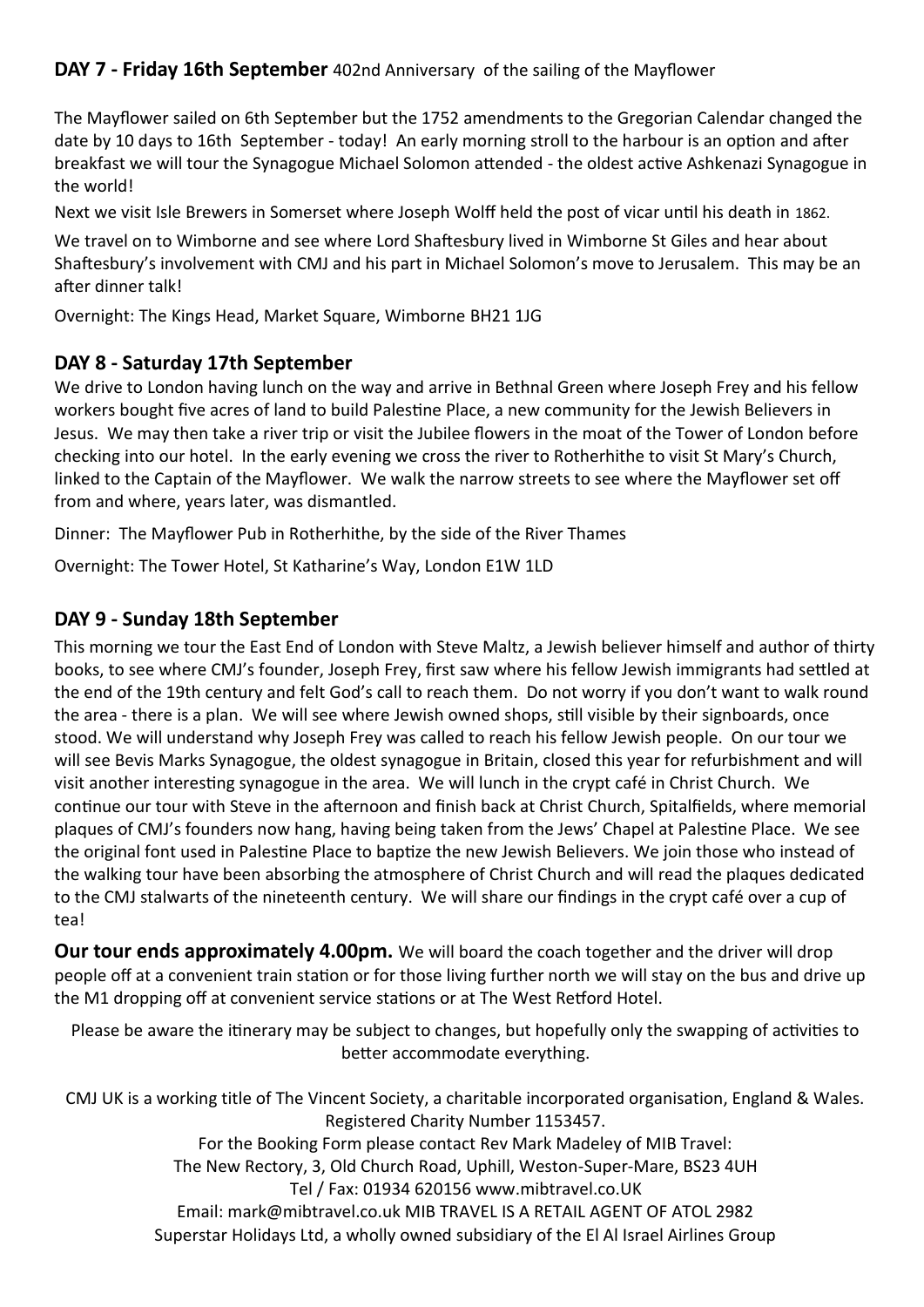**DAY 7 - Friday 16th September** 402nd Anniversary of the sailing of the Mayflower

The Mayflower sailed on 6th September but the 1752 amendments to the Gregorian Calendar changed the date by 10 days to 16th September - today! An early morning stroll to the harbour is an option and after breakfast we will tour the Synagogue Michael Solomon attended - the oldest active Ashkenazi Synagogue in the world!

Next we visit Isle Brewers in Somerset where Joseph Wolff held the post of vicar until his death in 1862.

We travel on to Wimborne and see where Lord Shaftesbury lived in Wimborne St Giles and hear about Shaftesbury's involvement with CMJ and his part in Michael Solomon's move to Jerusalem. This may be an after dinner talk!

Overnight: The Kings Head, Market Square, Wimborne BH21 1JG

## DAY 8 - Saturday 17th September

We drive to London having lunch on the way and arrive in Bethnal Green where Joseph Frey and his fellow workers bought five acres of land to build Palestine Place, a new community for the Jewish Believers in Jesus. We may then take a river trip or visit the Jubilee flowers in the moat of the Tower of London before checking into our hotel. In the early evening we cross the river to Rotherhithe to visit St Mary's Church, linked to the Captain of the Mayflower. We walk the narrow streets to see where the Mayflower set off from and where, years later, was dismantled.

Dinner: The Mayflower Pub in Rotherhithe, by the side of the River Thames

Overnight: The Tower Hotel, St Katharine's Way, London E1W 1LD

## DAY 9 - Sunday 18th September

This morning we tour the East End of London with Steve Maltz, a Jewish believer himself and author of thirty books, to see where CMJ's founder, Joseph Frey, first saw where his fellow Jewish immigrants had settled at the end of the 19th century and felt God's call to reach them. Do not worry if you don't want to walk round the area - there is a plan. We will see where Jewish owned shops, still visible by their signboards, once stood. We will understand why Joseph Frey was called to reach his fellow Jewish people. On our tour we will see Bevis Marks Synagogue, the oldest synagogue in Britain, closed this year for refurbishment and will visit another interesting synagogue in the area. We will lunch in the crypt café in Christ Church. We continue our tour with Steve in the afternoon and finish back at Christ Church, Spitalfields, where memorial plaques of CMJ's founders now hang, having being taken from the Jews' Chapel at Palestine Place. We see the original font used in Palestine Place to baptize the new Jewish Believers. We join those who instead of the walking tour have been absorbing the atmosphere of Christ Church and will read the plaques dedicated to the CMJ stalwarts of the nineteenth century. We will share our findings in the crypt café over a cup of tea!

**Our tour ends approximately 4.00pm.** We will board the coach together and the driver will drop people off at a convenient train station or for those living further north we will stay on the bus and drive up the M1 dropping off at convenient service stations or at The West Retford Hotel.

Please be aware the itinerary may be subject to changes, but hopefully only the swapping of activities to better accommodate everything.

CMJ UK is a working title of The Vincent Society, a charitable incorporated organisation, England & Wales. Registered Charity Number 1153457.
For the Booking Form please contact Rev Mark Madeley of MIB Travel:
The New Rectory, 3, Old Church Road, Uphill, Weston-Super-Mare, BS23 4UH
Tel / Fax: 01934 620156 www.mibtravel.co.UK
Email: mark@mibtravel.co.uk MIB TRAVEL IS A RETAIL AGENT OF ATOL 2982
Superstar Holidays Ltd, a wholly owned subsidiary of the El Al Israel Airlines Group